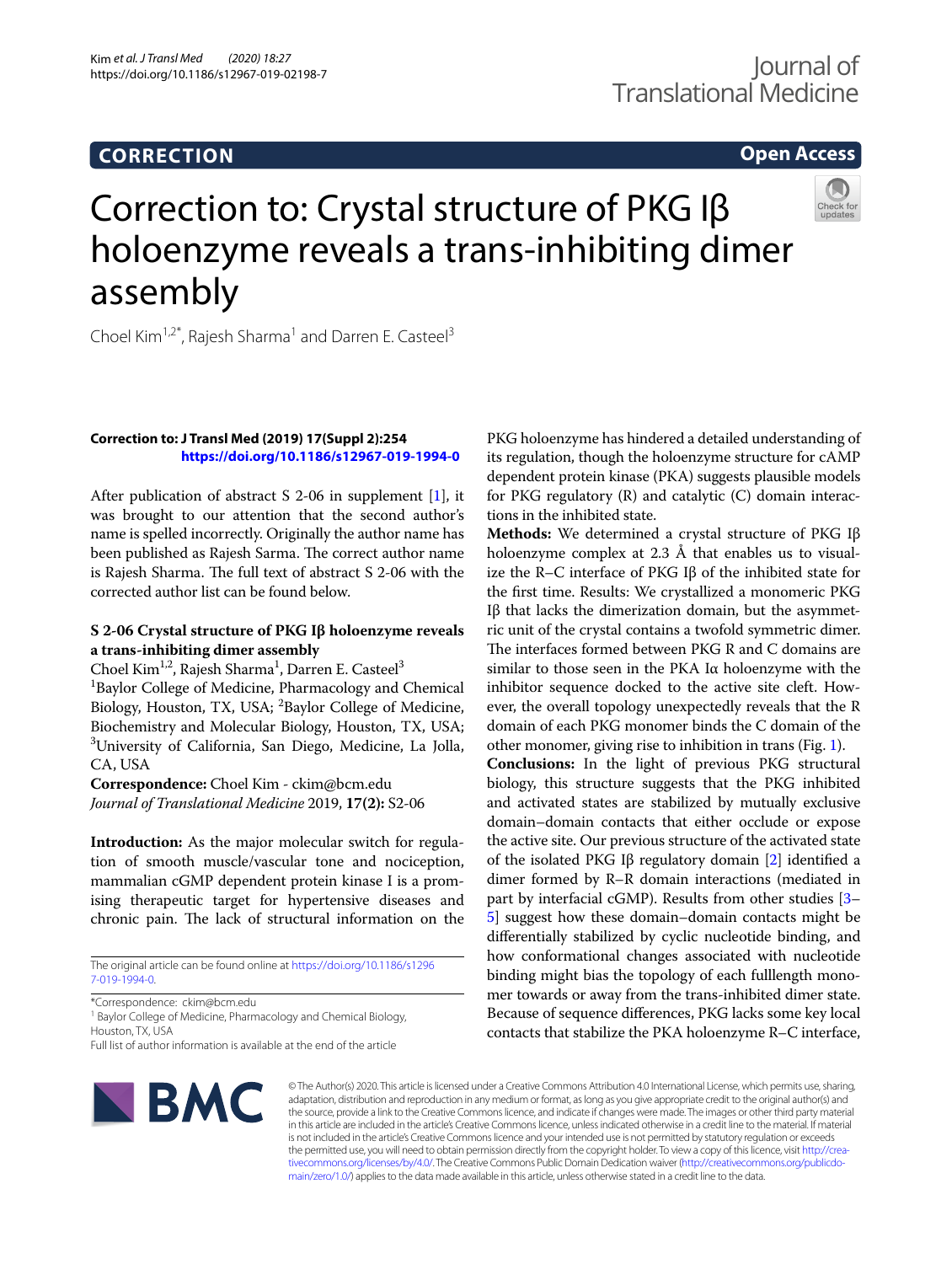CORRECTION

Open Access

# Correction to: Crystal structure of PKG Iβ holoenzyme reveals a trans-inhibiting dimer assembly

Choel Kim[1,2*], Rajesh Sharma[1] and Darren E. Casteel[3]

**Correction to: J Transl Med (2019) 17(Suppl 2):254**
**https://doi.org/10.1186/s12967-019-1994-0**

After publication of abstract S 2-06 in supplement [1], it was brought to our attention that the second author's name is spelled incorrectly. Originally the author name has been published as Rajesh Sarma. The correct author name is Rajesh Sharma. The full text of abstract S 2-06 with the corrected author list can be found below.

### S 2-06 Crystal structure of PKG Iβ holoenzyme reveals a trans-inhibiting dimer assembly

Choel Kim[1,2], Rajesh Sharma[1], Darren E. Casteel[3]
[1]Baylor College of Medicine, Pharmacology and Chemical Biology, Houston, TX, USA; [2]Baylor College of Medicine, Biochemistry and Molecular Biology, Houston, TX, USA; [3]University of California, San Diego, Medicine, La Jolla, CA, USA
**Correspondence:** Choel Kim - ckim@bcm.edu
*Journal of Translational Medicine* 2019, **17(2):** S2-06

**Introduction:** As the major molecular switch for regulation of smooth muscle/vascular tone and nociception, mammalian cGMP dependent protein kinase I is a promising therapeutic target for hypertensive diseases and chronic pain. The lack of structural information on the PKG holoenzyme has hindered a detailed understanding of its regulation, though the holoenzyme structure for cAMP dependent protein kinase (PKA) suggests plausible models for PKG regulatory (R) and catalytic (C) domain interactions in the inhibited state.

**Methods:** We determined a crystal structure of PKG Iβ holoenzyme complex at 2.3 Å that enables us to visualize the R–C interface of PKG Iβ of the inhibited state for the first time. Results: We crystallized a monomeric PKG Iβ that lacks the dimerization domain, but the asymmetric unit of the crystal contains a twofold symmetric dimer. The interfaces formed between PKG R and C domains are similar to those seen in the PKA Iα holoenzyme with the inhibitor sequence docked to the active site cleft. However, the overall topology unexpectedly reveals that the R domain of each PKG monomer binds the C domain of the other monomer, giving rise to inhibition in trans (Fig. 1).

**Conclusions:** In the light of previous PKG structural biology, this structure suggests that the PKG inhibited and activated states are stabilized by mutually exclusive domain–domain contacts that either occlude or expose the active site. Our previous structure of the activated state of the isolated PKG Iβ regulatory domain [2] identified a dimer formed by R–R domain interactions (mediated in part by interfacial cGMP). Results from other studies [3–5] suggest how these domain–domain contacts might be differentially stabilized by cyclic nucleotide binding, and how conformational changes associated with nucleotide binding might bias the topology of each fulllength monomer towards or away from the trans-inhibited dimer state. Because of sequence differences, PKG lacks some key local contacts that stabilize the PKA holoenzyme R–C interface,

The original article can be found online at https://doi.org/10.1186/s12967-019-1994-0.

*Correspondence: ckim@bcm.edu
[1] Baylor College of Medicine, Pharmacology and Chemical Biology, Houston, TX, USA
Full list of author information is available at the end of the article

© The Author(s) 2020. This article is licensed under a Creative Commons Attribution 4.0 International License, which permits use, sharing, adaptation, distribution and reproduction in any medium or format, as long as you give appropriate credit to the original author(s) and the source, provide a link to the Creative Commons licence, and indicate if changes were made. The images or other third party material in this article are included in the article's Creative Commons licence, unless indicated otherwise in a credit line to the material. If material is not included in the article's Creative Commons licence and your intended use is not permitted by statutory regulation or exceeds the permitted use, you will need to obtain permission directly from the copyright holder. To view a copy of this licence, visit http://creativecommons.org/licenses/by/4.0/. The Creative Commons Public Domain Dedication waiver (http://creativecommons.org/publicdomain/zero/1.0/) applies to the data made available in this article, unless otherwise stated in a credit line to the data.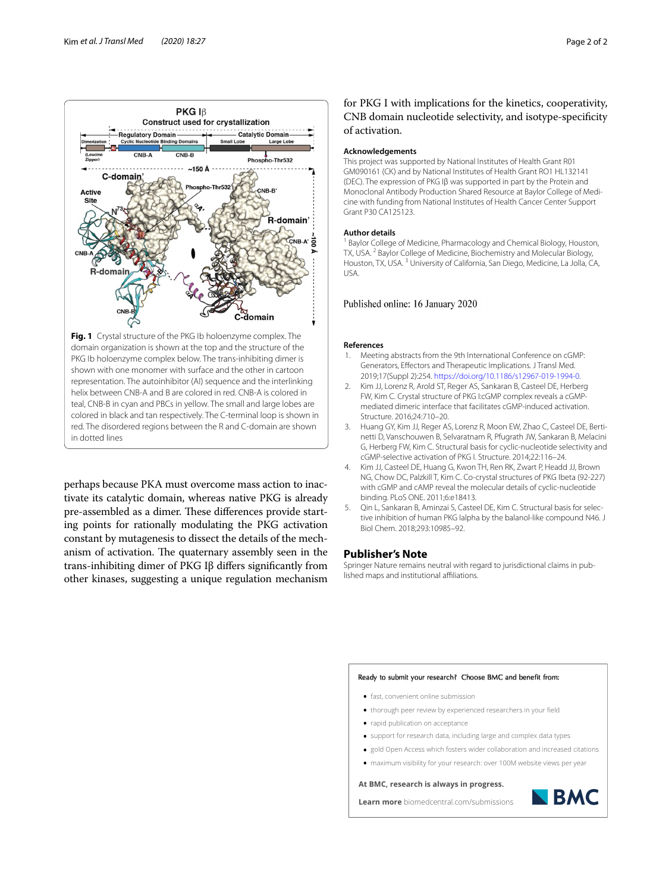Fig. 1 Crystal structure of the PKG Iβ holoenzyme complex. The domain organization is shown at the top and the structure of the PKG Iβ holoenzyme complex below. The trans-inhibiting dimer is shown with one monomer with surface and the other in cartoon representation. The autoinhibitor (AI) sequence and the interlinking helix between CNB-A and B are colored in red. CNB-A is colored in teal, CNB-B in cyan and PBCs in yellow. The small and large lobes are colored in black and tan respectively. The C-terminal loop is shown in red. The disordered regions between the R and C-domain are shown in dotted lines

perhaps because PKA must overcome mass action to inactivate its catalytic domain, whereas native PKG is already pre-assembled as a dimer. These differences provide starting points for rationally modulating the PKG activation constant by mutagenesis to dissect the details of the mechanism of activation. The quaternary assembly seen in the trans-inhibiting dimer of PKG Iβ differs significantly from other kinases, suggesting a unique regulation mechanism for PKG I with implications for the kinetics, cooperativity, CNB domain nucleotide selectivity, and isotype-specificity of activation.

### Acknowledgements

This project was supported by National Institutes of Health Grant R01 GM090161 (CK) and by National Institutes of Health Grant RO1 HL132141 (DEC). The expression of PKG Iβ was supported in part by the Protein and Monoclonal Antibody Production Shared Resource at Baylor College of Medicine with funding from National Institutes of Health Cancer Center Support Grant P30 CA125123.

### Author details

[1] Baylor College of Medicine, Pharmacology and Chemical Biology, Houston, TX, USA. [2] Baylor College of Medicine, Biochemistry and Molecular Biology, Houston, TX, USA. [3] University of California, San Diego, Medicine, La Jolla, CA, USA.

Published online: 16 January 2020

### References

1. Meeting abstracts from the 9th International Conference on cGMP: Generators, Effectors and Therapeutic Implications. J Transl Med. 2019;17(Suppl 2):254. https://doi.org/10.1186/s12967-019-1994-0.
2. Kim JJ, Lorenz R, Arold ST, Reger AS, Sankaran B, Casteel DE, Herberg FW, Kim C. Crystal structure of PKG I:cGMP complex reveals a cGMP-mediated dimeric interface that facilitates cGMP-induced activation. Structure. 2016;24:710–20.
3. Huang GY, Kim JJ, Reger AS, Lorenz R, Moon EW, Zhao C, Casteel DE, Bertinetti D, Vanschouwen B, Selvaratnam R, Pfugrath JW, Sankaran B, Melacini G, Herberg FW, Kim C. Structural basis for cyclic-nucleotide selectivity and cGMP-selective activation of PKG I. Structure. 2014;22:116–24.
4. Kim JJ, Casteel DE, Huang G, Kwon TH, Ren RK, Zwart P, Headd JJ, Brown NG, Chow DC, Palzkill T, Kim C. Co-crystal structures of PKG Ibeta (92-227) with cGMP and cAMP reveal the molecular details of cyclic-nucleotide binding. PLoS ONE. 2011;6:e18413.
5. Qin L, Sankaran B, Aminzai S, Casteel DE, Kim C. Structural basis for selective inhibition of human PKG Ialpha by the balanol-like compound N46. J Biol Chem. 2018;293:10985–92.

## Publisher's Note

Springer Nature remains neutral with regard to jurisdictional claims in published maps and institutional affiliations.